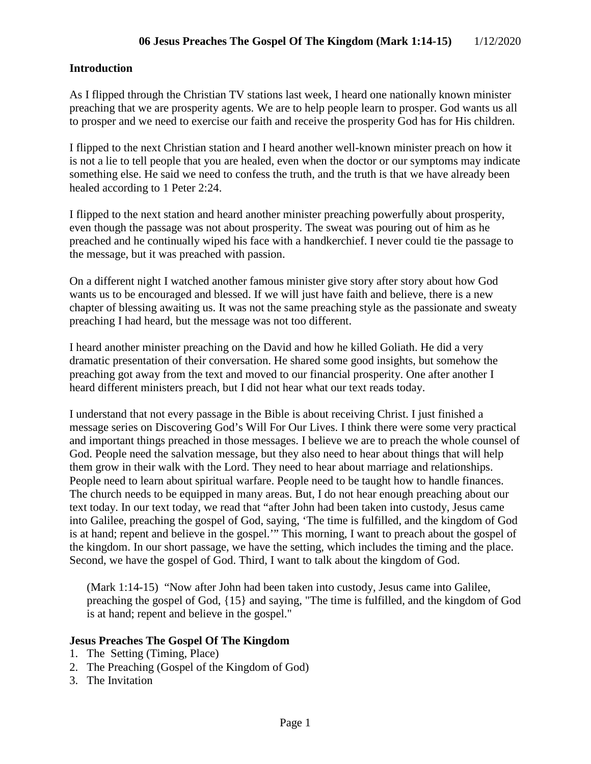# 06 Jesus Preaches The Gospel Of The Kingdom (Mark 1:14-15) 1/12/2020

## Introduction

As I flipped through the Christian TV stations last week, I heard one nationally known minister preaching that we are prosperity agents. We are to help people learn to prosper. God wants us all to prosper and we need to exercise our faith and receive the prosperity God has for His children.

I flipped to the next Christian station and I heard another well-known minister preach on how it is not a lie to tell people that you are healed, even when the doctor or our symptoms may indicate something else. He said we need to confess the truth, and the truth is that we have already been healed according to 1 Peter 2:24.

I flipped to the next station and heard another minister preaching powerfully about prosperity, even though the passage was not about prosperity. The sweat was pouring out of him as he preached and he continually wiped his face with a handkerchief. I never could tie the passage to the message, but it was preached with passion.

On a different night I watched another famous minister give story after story about how God wants us to be encouraged and blessed. If we will just have faith and believe, there is a new chapter of blessing awaiting us. It was not the same preaching style as the passionate and sweaty preaching I had heard, but the message was not too different.

I heard another minister preaching on the David and how he killed Goliath. He did a very dramatic presentation of their conversation. He shared some good insights, but somehow the preaching got away from the text and moved to our financial prosperity. One after another I heard different ministers preach, but I did not hear what our text reads today.

I understand that not every passage in the Bible is about receiving Christ. I just finished a message series on Discovering God's Will For Our Lives. I think there were some very practical and important things preached in those messages. I believe we are to preach the whole counsel of God. People need the salvation message, but they also need to hear about things that will help them grow in their walk with the Lord. They need to hear about marriage and relationships. People need to learn about spiritual warfare. People need to be taught how to handle finances. The church needs to be equipped in many areas. But, I do not hear enough preaching about our text today. In our text today, we read that "after John had been taken into custody, Jesus came into Galilee, preaching the gospel of God, saying, 'The time is fulfilled, and the kingdom of God is at hand; repent and believe in the gospel.'" This morning, I want to preach about the gospel of the kingdom. In our short passage, we have the setting, which includes the timing and the place. Second, we have the gospel of God. Third, I want to talk about the kingdom of God.

> (Mark 1:14-15) "Now after John had been taken into custody, Jesus came into Galilee, preaching the gospel of God, {15} and saying, "The time is fulfilled, and the kingdom of God is at hand; repent and believe in the gospel."

## Jesus Preaches The Gospel Of The Kingdom

1. The Setting (Timing, Place)
2. The Preaching (Gospel of the Kingdom of God)
3. The Invitation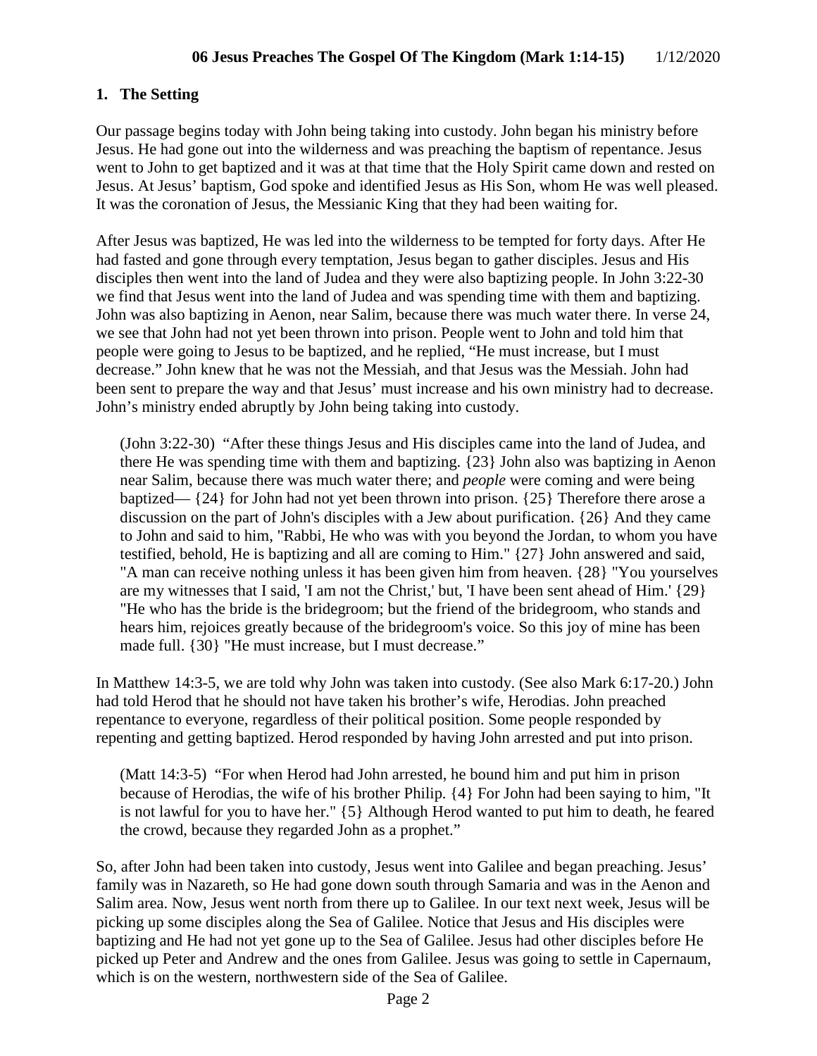## 1. The Setting

Our passage begins today with John being taking into custody. John began his ministry before Jesus. He had gone out into the wilderness and was preaching the baptism of repentance. Jesus went to John to get baptized and it was at that time that the Holy Spirit came down and rested on Jesus. At Jesus' baptism, God spoke and identified Jesus as His Son, whom He was well pleased. It was the coronation of Jesus, the Messianic King that they had been waiting for.

After Jesus was baptized, He was led into the wilderness to be tempted for forty days. After He had fasted and gone through every temptation, Jesus began to gather disciples. Jesus and His disciples then went into the land of Judea and they were also baptizing people. In John 3:22-30 we find that Jesus went into the land of Judea and was spending time with them and baptizing. John was also baptizing in Aenon, near Salim, because there was much water there. In verse 24, we see that John had not yet been thrown into prison. People went to John and told him that people were going to Jesus to be baptized, and he replied, "He must increase, but I must decrease." John knew that he was not the Messiah, and that Jesus was the Messiah. John had been sent to prepare the way and that Jesus' must increase and his own ministry had to decrease. John's ministry ended abruptly by John being taking into custody.

> (John 3:22-30) "After these things Jesus and His disciples came into the land of Judea, and there He was spending time with them and baptizing. {23} John also was baptizing in Aenon near Salim, because there was much water there; and *people* were coming and were being baptized— {24} for John had not yet been thrown into prison. {25} Therefore there arose a discussion on the part of John's disciples with a Jew about purification. {26} And they came to John and said to him, "Rabbi, He who was with you beyond the Jordan, to whom you have testified, behold, He is baptizing and all are coming to Him." {27} John answered and said, "A man can receive nothing unless it has been given him from heaven. {28} "You yourselves are my witnesses that I said, 'I am not the Christ,' but, 'I have been sent ahead of Him.' {29} "He who has the bride is the bridegroom; but the friend of the bridegroom, who stands and hears him, rejoices greatly because of the bridegroom's voice. So this joy of mine has been made full. {30} "He must increase, but I must decrease."

In Matthew 14:3-5, we are told why John was taken into custody. (See also Mark 6:17-20.) John had told Herod that he should not have taken his brother's wife, Herodias. John preached repentance to everyone, regardless of their political position. Some people responded by repenting and getting baptized. Herod responded by having John arrested and put into prison.

> (Matt 14:3-5) "For when Herod had John arrested, he bound him and put him in prison because of Herodias, the wife of his brother Philip. {4} For John had been saying to him, "It is not lawful for you to have her." {5} Although Herod wanted to put him to death, he feared the crowd, because they regarded John as a prophet."

So, after John had been taken into custody, Jesus went into Galilee and began preaching. Jesus' family was in Nazareth, so He had gone down south through Samaria and was in the Aenon and Salim area. Now, Jesus went north from there up to Galilee. In our text next week, Jesus will be picking up some disciples along the Sea of Galilee. Notice that Jesus and His disciples were baptizing and He had not yet gone up to the Sea of Galilee. Jesus had other disciples before He picked up Peter and Andrew and the ones from Galilee. Jesus was going to settle in Capernaum, which is on the western, northwestern side of the Sea of Galilee.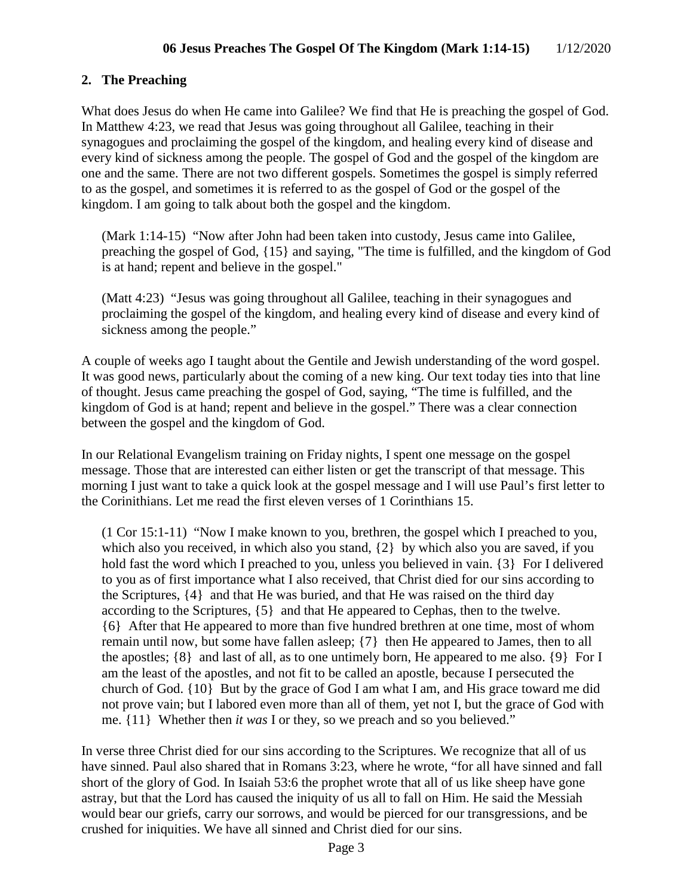## 2. The Preaching

What does Jesus do when He came into Galilee? We find that He is preaching the gospel of God. In Matthew 4:23, we read that Jesus was going throughout all Galilee, teaching in their synagogues and proclaiming the gospel of the kingdom, and healing every kind of disease and every kind of sickness among the people. The gospel of God and the gospel of the kingdom are one and the same. There are not two different gospels. Sometimes the gospel is simply referred to as the gospel, and sometimes it is referred to as the gospel of God or the gospel of the kingdom. I am going to talk about both the gospel and the kingdom.

> (Mark 1:14-15) "Now after John had been taken into custody, Jesus came into Galilee, preaching the gospel of God, {15} and saying, "The time is fulfilled, and the kingdom of God is at hand; repent and believe in the gospel."

> (Matt 4:23) "Jesus was going throughout all Galilee, teaching in their synagogues and proclaiming the gospel of the kingdom, and healing every kind of disease and every kind of sickness among the people."

A couple of weeks ago I taught about the Gentile and Jewish understanding of the word gospel. It was good news, particularly about the coming of a new king. Our text today ties into that line of thought. Jesus came preaching the gospel of God, saying, "The time is fulfilled, and the kingdom of God is at hand; repent and believe in the gospel." There was a clear connection between the gospel and the kingdom of God.

In our Relational Evangelism training on Friday nights, I spent one message on the gospel message. Those that are interested can either listen or get the transcript of that message. This morning I just want to take a quick look at the gospel message and I will use Paul's first letter to the Corinithians. Let me read the first eleven verses of 1 Corinthians 15.

> (1 Cor 15:1-11) "Now I make known to you, brethren, the gospel which I preached to you, which also you received, in which also you stand, {2} by which also you are saved, if you hold fast the word which I preached to you, unless you believed in vain. {3} For I delivered to you as of first importance what I also received, that Christ died for our sins according to the Scriptures, {4} and that He was buried, and that He was raised on the third day according to the Scriptures, {5} and that He appeared to Cephas, then to the twelve. {6} After that He appeared to more than five hundred brethren at one time, most of whom remain until now, but some have fallen asleep; {7} then He appeared to James, then to all the apostles; {8} and last of all, as to one untimely born, He appeared to me also. {9} For I am the least of the apostles, and not fit to be called an apostle, because I persecuted the church of God. {10} But by the grace of God I am what I am, and His grace toward me did not prove vain; but I labored even more than all of them, yet not I, but the grace of God with me. {11} Whether then *it was* I or they, so we preach and so you believed."

In verse three Christ died for our sins according to the Scriptures. We recognize that all of us have sinned. Paul also shared that in Romans 3:23, where he wrote, "for all have sinned and fall short of the glory of God. In Isaiah 53:6 the prophet wrote that all of us like sheep have gone astray, but that the Lord has caused the iniquity of us all to fall on Him. He said the Messiah would bear our griefs, carry our sorrows, and would be pierced for our transgressions, and be crushed for iniquities. We have all sinned and Christ died for our sins.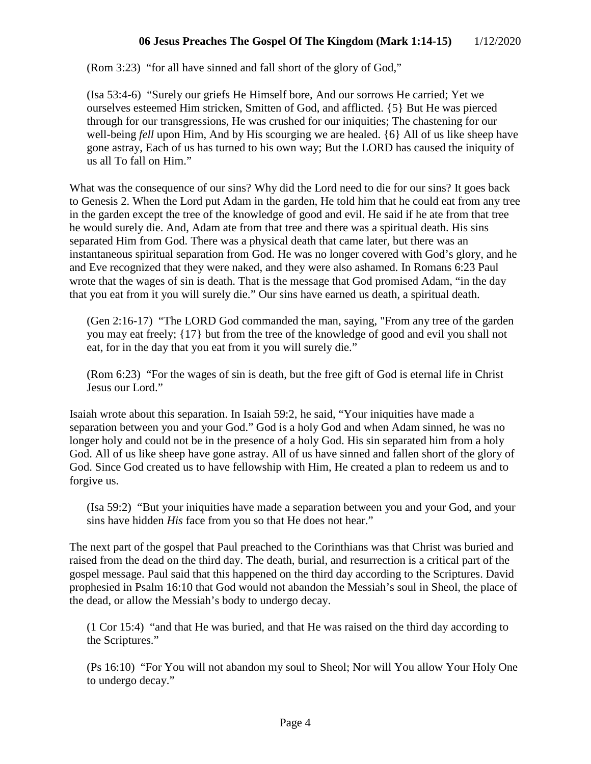(Rom 3:23) "for all have sinned and fall short of the glory of God,"

(Isa 53:4-6) "Surely our griefs He Himself bore, And our sorrows He carried; Yet we ourselves esteemed Him stricken, Smitten of God, and afflicted. {5} But He was pierced through for our transgressions, He was crushed for our iniquities; The chastening for our well-being *fell* upon Him, And by His scourging we are healed. {6} All of us like sheep have gone astray, Each of us has turned to his own way; But the LORD has caused the iniquity of us all To fall on Him."

What was the consequence of our sins? Why did the Lord need to die for our sins? It goes back to Genesis 2. When the Lord put Adam in the garden, He told him that he could eat from any tree in the garden except the tree of the knowledge of good and evil. He said if he ate from that tree he would surely die. And, Adam ate from that tree and there was a spiritual death. His sins separated Him from God. There was a physical death that came later, but there was an instantaneous spiritual separation from God. He was no longer covered with God's glory, and he and Eve recognized that they were naked, and they were also ashamed. In Romans 6:23 Paul wrote that the wages of sin is death. That is the message that God promised Adam, "in the day that you eat from it you will surely die." Our sins have earned us death, a spiritual death.

(Gen 2:16-17) "The LORD God commanded the man, saying, "From any tree of the garden you may eat freely; {17} but from the tree of the knowledge of good and evil you shall not eat, for in the day that you eat from it you will surely die."

(Rom 6:23) "For the wages of sin is death, but the free gift of God is eternal life in Christ Jesus our Lord."

Isaiah wrote about this separation. In Isaiah 59:2, he said, "Your iniquities have made a separation between you and your God." God is a holy God and when Adam sinned, he was no longer holy and could not be in the presence of a holy God. His sin separated him from a holy God. All of us like sheep have gone astray. All of us have sinned and fallen short of the glory of God. Since God created us to have fellowship with Him, He created a plan to redeem us and to forgive us.

(Isa 59:2) "But your iniquities have made a separation between you and your God, and your sins have hidden *His* face from you so that He does not hear."

The next part of the gospel that Paul preached to the Corinthians was that Christ was buried and raised from the dead on the third day. The death, burial, and resurrection is a critical part of the gospel message. Paul said that this happened on the third day according to the Scriptures. David prophesied in Psalm 16:10 that God would not abandon the Messiah's soul in Sheol, the place of the dead, or allow the Messiah's body to undergo decay.

(1 Cor 15:4) "and that He was buried, and that He was raised on the third day according to the Scriptures."

(Ps 16:10) "For You will not abandon my soul to Sheol; Nor will You allow Your Holy One to undergo decay."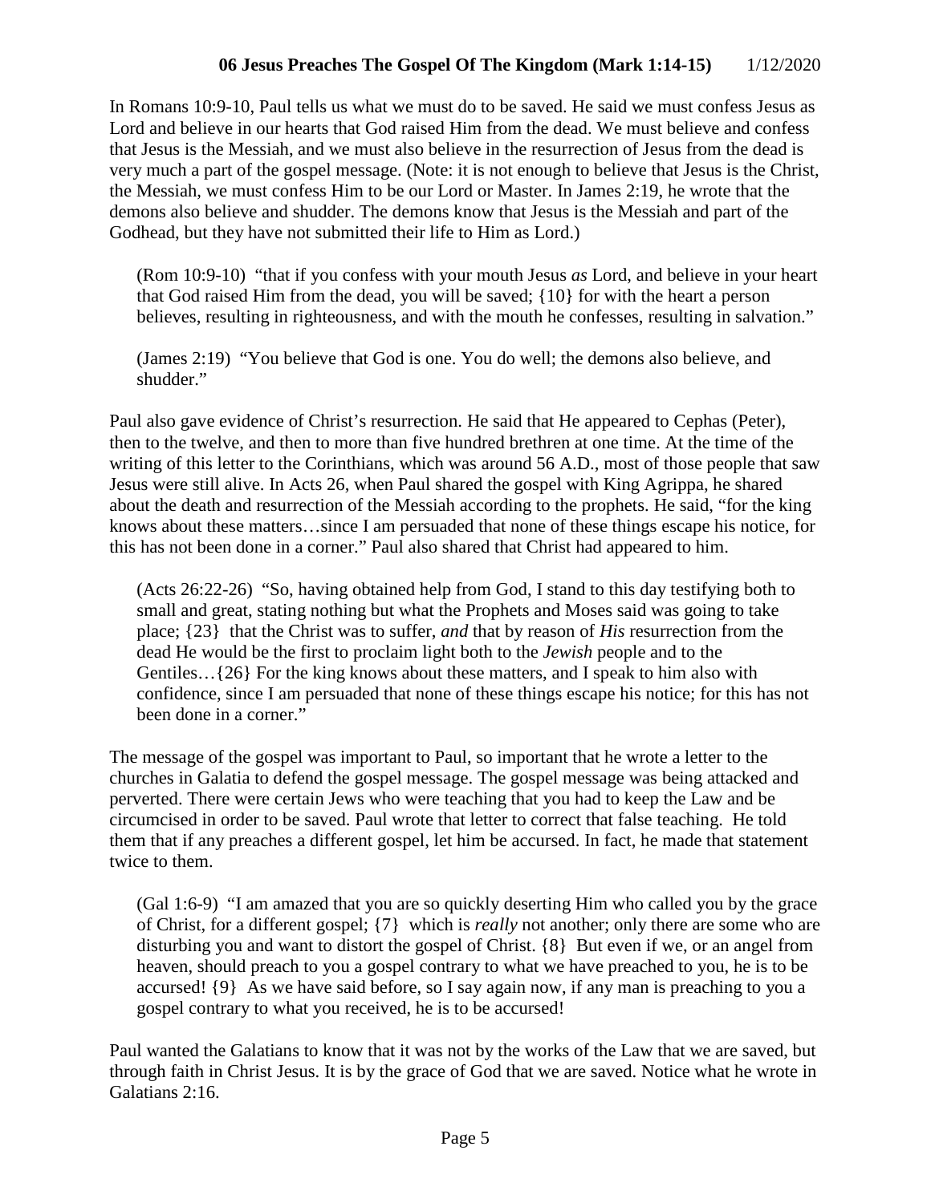In Romans 10:9-10, Paul tells us what we must do to be saved. He said we must confess Jesus as Lord and believe in our hearts that God raised Him from the dead. We must believe and confess that Jesus is the Messiah, and we must also believe in the resurrection of Jesus from the dead is very much a part of the gospel message. (Note: it is not enough to believe that Jesus is the Christ, the Messiah, we must confess Him to be our Lord or Master. In James 2:19, he wrote that the demons also believe and shudder. The demons know that Jesus is the Messiah and part of the Godhead, but they have not submitted their life to Him as Lord.)

> (Rom 10:9-10) "that if you confess with your mouth Jesus *as* Lord, and believe in your heart that God raised Him from the dead, you will be saved; {10} for with the heart a person believes, resulting in righteousness, and with the mouth he confesses, resulting in salvation."

> (James 2:19) "You believe that God is one. You do well; the demons also believe, and shudder."

Paul also gave evidence of Christ's resurrection. He said that He appeared to Cephas (Peter), then to the twelve, and then to more than five hundred brethren at one time. At the time of the writing of this letter to the Corinthians, which was around 56 A.D., most of those people that saw Jesus were still alive. In Acts 26, when Paul shared the gospel with King Agrippa, he shared about the death and resurrection of the Messiah according to the prophets. He said, "for the king knows about these matters…since I am persuaded that none of these things escape his notice, for this has not been done in a corner." Paul also shared that Christ had appeared to him.

> (Acts 26:22-26) "So, having obtained help from God, I stand to this day testifying both to small and great, stating nothing but what the Prophets and Moses said was going to take place; {23} that the Christ was to suffer, *and* that by reason of *His* resurrection from the dead He would be the first to proclaim light both to the *Jewish* people and to the Gentiles…{26} For the king knows about these matters, and I speak to him also with confidence, since I am persuaded that none of these things escape his notice; for this has not been done in a corner."

The message of the gospel was important to Paul, so important that he wrote a letter to the churches in Galatia to defend the gospel message. The gospel message was being attacked and perverted. There were certain Jews who were teaching that you had to keep the Law and be circumcised in order to be saved. Paul wrote that letter to correct that false teaching. He told them that if any preaches a different gospel, let him be accursed. In fact, he made that statement twice to them.

> (Gal 1:6-9) "I am amazed that you are so quickly deserting Him who called you by the grace of Christ, for a different gospel; {7} which is *really* not another; only there are some who are disturbing you and want to distort the gospel of Christ. {8} But even if we, or an angel from heaven, should preach to you a gospel contrary to what we have preached to you, he is to be accursed! {9} As we have said before, so I say again now, if any man is preaching to you a gospel contrary to what you received, he is to be accursed!

Paul wanted the Galatians to know that it was not by the works of the Law that we are saved, but through faith in Christ Jesus. It is by the grace of God that we are saved. Notice what he wrote in Galatians 2:16.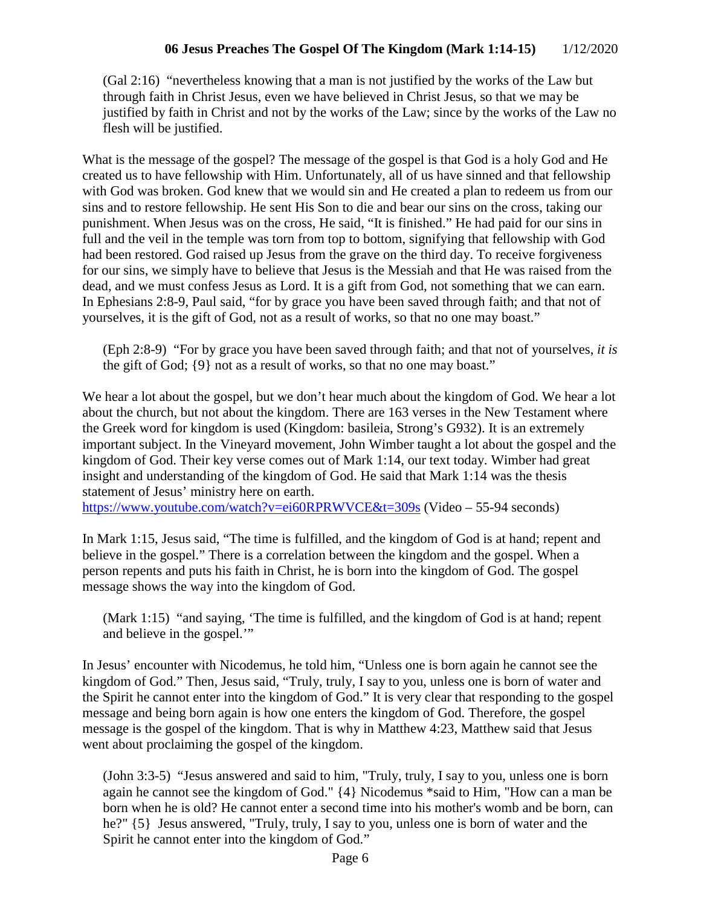(Gal 2:16) "nevertheless knowing that a man is not justified by the works of the Law but through faith in Christ Jesus, even we have believed in Christ Jesus, so that we may be justified by faith in Christ and not by the works of the Law; since by the works of the Law no flesh will be justified.

What is the message of the gospel? The message of the gospel is that God is a holy God and He created us to have fellowship with Him. Unfortunately, all of us have sinned and that fellowship with God was broken. God knew that we would sin and He created a plan to redeem us from our sins and to restore fellowship. He sent His Son to die and bear our sins on the cross, taking our punishment. When Jesus was on the cross, He said, "It is finished." He had paid for our sins in full and the veil in the temple was torn from top to bottom, signifying that fellowship with God had been restored. God raised up Jesus from the grave on the third day. To receive forgiveness for our sins, we simply have to believe that Jesus is the Messiah and that He was raised from the dead, and we must confess Jesus as Lord. It is a gift from God, not something that we can earn. In Ephesians 2:8-9, Paul said, "for by grace you have been saved through faith; and that not of yourselves, it is the gift of God, not as a result of works, so that no one may boast."

(Eph 2:8-9) "For by grace you have been saved through faith; and that not of yourselves, *it is* the gift of God; {9} not as a result of works, so that no one may boast."

We hear a lot about the gospel, but we don't hear much about the kingdom of God. We hear a lot about the church, but not about the kingdom. There are 163 verses in the New Testament where the Greek word for kingdom is used (Kingdom: basileia, Strong's G932). It is an extremely important subject. In the Vineyard movement, John Wimber taught a lot about the gospel and the kingdom of God. Their key verse comes out of Mark 1:14, our text today. Wimber had great insight and understanding of the kingdom of God. He said that Mark 1:14 was the thesis statement of Jesus' ministry here on earth.
https://www.youtube.com/watch?v=ei60RPRWVCE&t=309s (Video – 55-94 seconds)

In Mark 1:15, Jesus said, "The time is fulfilled, and the kingdom of God is at hand; repent and believe in the gospel." There is a correlation between the kingdom and the gospel. When a person repents and puts his faith in Christ, he is born into the kingdom of God. The gospel message shows the way into the kingdom of God.

(Mark 1:15) "and saying, 'The time is fulfilled, and the kingdom of God is at hand; repent and believe in the gospel.'"

In Jesus' encounter with Nicodemus, he told him, "Unless one is born again he cannot see the kingdom of God." Then, Jesus said, "Truly, truly, I say to you, unless one is born of water and the Spirit he cannot enter into the kingdom of God." It is very clear that responding to the gospel message and being born again is how one enters the kingdom of God. Therefore, the gospel message is the gospel of the kingdom. That is why in Matthew 4:23, Matthew said that Jesus went about proclaiming the gospel of the kingdom.

(John 3:3-5) "Jesus answered and said to him, "Truly, truly, I say to you, unless one is born again he cannot see the kingdom of God." {4} Nicodemus *said to Him, "How can a man be born when he is old? He cannot enter a second time into his mother's womb and be born, can he?" {5} Jesus answered, "Truly, truly, I say to you, unless one is born of water and the Spirit he cannot enter into the kingdom of God."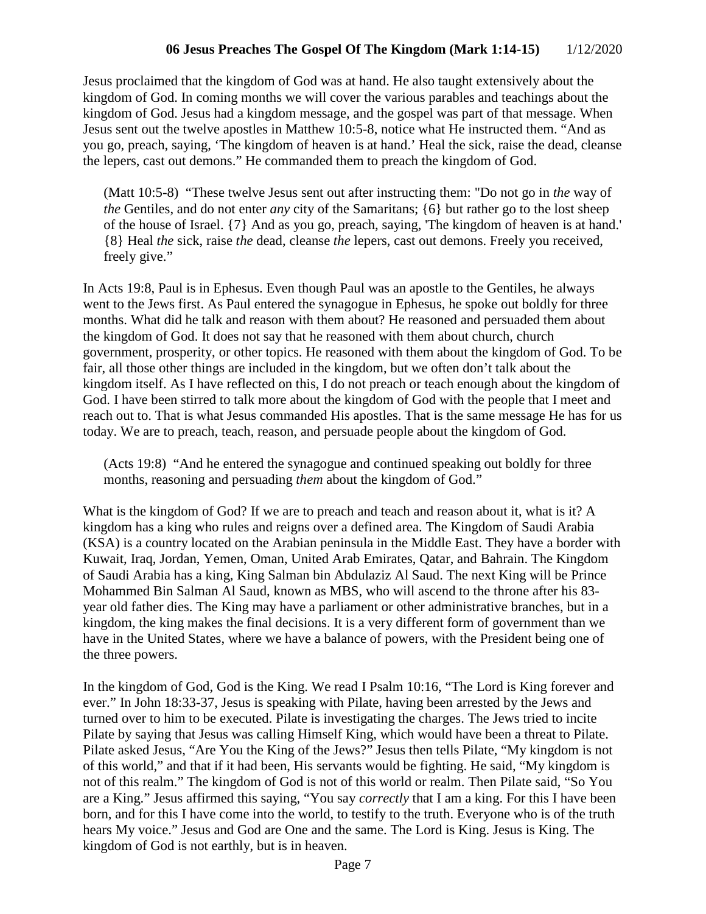Jesus proclaimed that the kingdom of God was at hand. He also taught extensively about the kingdom of God. In coming months we will cover the various parables and teachings about the kingdom of God. Jesus had a kingdom message, and the gospel was part of that message. When Jesus sent out the twelve apostles in Matthew 10:5-8, notice what He instructed them. "And as you go, preach, saying, 'The kingdom of heaven is at hand.' Heal the sick, raise the dead, cleanse the lepers, cast out demons." He commanded them to preach the kingdom of God.

> (Matt 10:5-8) "These twelve Jesus sent out after instructing them: "Do not go in *the* way of *the* Gentiles, and do not enter *any* city of the Samaritans; {6} but rather go to the lost sheep of the house of Israel. {7} And as you go, preach, saying, 'The kingdom of heaven is at hand.' {8} Heal *the* sick, raise *the* dead, cleanse *the* lepers, cast out demons. Freely you received, freely give."

In Acts 19:8, Paul is in Ephesus. Even though Paul was an apostle to the Gentiles, he always went to the Jews first. As Paul entered the synagogue in Ephesus, he spoke out boldly for three months. What did he talk and reason with them about? He reasoned and persuaded them about the kingdom of God. It does not say that he reasoned with them about church, church government, prosperity, or other topics. He reasoned with them about the kingdom of God. To be fair, all those other things are included in the kingdom, but we often don't talk about the kingdom itself. As I have reflected on this, I do not preach or teach enough about the kingdom of God. I have been stirred to talk more about the kingdom of God with the people that I meet and reach out to. That is what Jesus commanded His apostles. That is the same message He has for us today. We are to preach, teach, reason, and persuade people about the kingdom of God.

> (Acts 19:8) "And he entered the synagogue and continued speaking out boldly for three months, reasoning and persuading *them* about the kingdom of God."

What is the kingdom of God? If we are to preach and teach and reason about it, what is it? A kingdom has a king who rules and reigns over a defined area. The Kingdom of Saudi Arabia (KSA) is a country located on the Arabian peninsula in the Middle East. They have a border with Kuwait, Iraq, Jordan, Yemen, Oman, United Arab Emirates, Qatar, and Bahrain. The Kingdom of Saudi Arabia has a king, King Salman bin Abdulaziz Al Saud. The next King will be Prince Mohammed Bin Salman Al Saud, known as MBS, who will ascend to the throne after his 83-year old father dies. The King may have a parliament or other administrative branches, but in a kingdom, the king makes the final decisions. It is a very different form of government than we have in the United States, where we have a balance of powers, with the President being one of the three powers.

In the kingdom of God, God is the King. We read I Psalm 10:16, "The Lord is King forever and ever." In John 18:33-37, Jesus is speaking with Pilate, having been arrested by the Jews and turned over to him to be executed. Pilate is investigating the charges. The Jews tried to incite Pilate by saying that Jesus was calling Himself King, which would have been a threat to Pilate. Pilate asked Jesus, "Are You the King of the Jews?" Jesus then tells Pilate, "My kingdom is not of this world," and that if it had been, His servants would be fighting. He said, "My kingdom is not of this realm." The kingdom of God is not of this world or realm. Then Pilate said, "So You are a King." Jesus affirmed this saying, "You say *correctly* that I am a king. For this I have been born, and for this I have come into the world, to testify to the truth. Everyone who is of the truth hears My voice." Jesus and God are One and the same. The Lord is King. Jesus is King. The kingdom of God is not earthly, but is in heaven.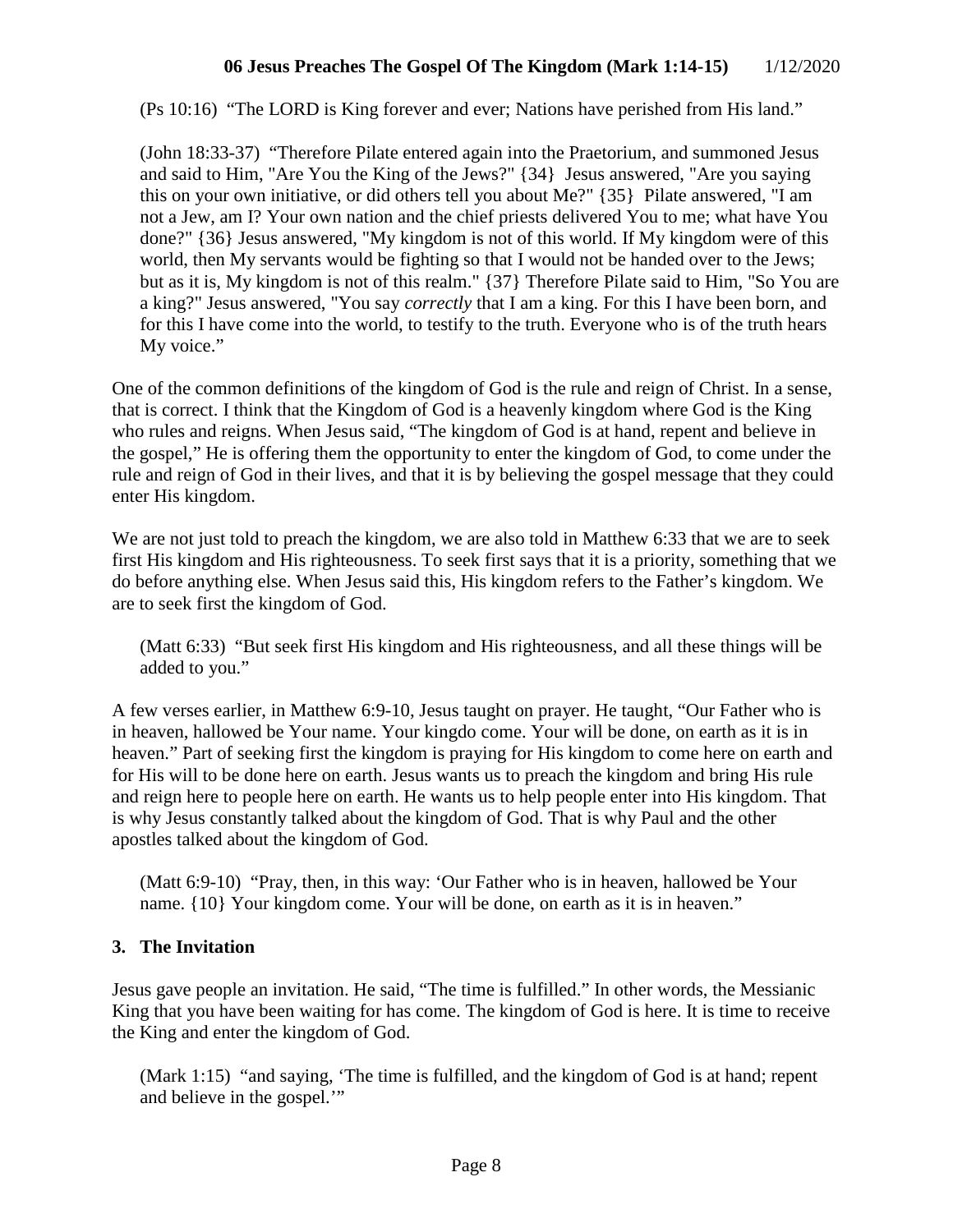(Ps 10:16) "The LORD is King forever and ever; Nations have perished from His land."

(John 18:33-37) "Therefore Pilate entered again into the Praetorium, and summoned Jesus and said to Him, "Are You the King of the Jews?" {34} Jesus answered, "Are you saying this on your own initiative, or did others tell you about Me?" {35} Pilate answered, "I am not a Jew, am I? Your own nation and the chief priests delivered You to me; what have You done?" {36} Jesus answered, "My kingdom is not of this world. If My kingdom were of this world, then My servants would be fighting so that I would not be handed over to the Jews; but as it is, My kingdom is not of this realm." {37} Therefore Pilate said to Him, "So You are a king?" Jesus answered, "You say *correctly* that I am a king. For this I have been born, and for this I have come into the world, to testify to the truth. Everyone who is of the truth hears My voice."

One of the common definitions of the kingdom of God is the rule and reign of Christ. In a sense, that is correct. I think that the Kingdom of God is a heavenly kingdom where God is the King who rules and reigns. When Jesus said, "The kingdom of God is at hand, repent and believe in the gospel," He is offering them the opportunity to enter the kingdom of God, to come under the rule and reign of God in their lives, and that it is by believing the gospel message that they could enter His kingdom.

We are not just told to preach the kingdom, we are also told in Matthew 6:33 that we are to seek first His kingdom and His righteousness. To seek first says that it is a priority, something that we do before anything else. When Jesus said this, His kingdom refers to the Father's kingdom. We are to seek first the kingdom of God.

(Matt 6:33) "But seek first His kingdom and His righteousness, and all these things will be added to you."

A few verses earlier, in Matthew 6:9-10, Jesus taught on prayer. He taught, "Our Father who is in heaven, hallowed be Your name. Your kingdo come. Your will be done, on earth as it is in heaven." Part of seeking first the kingdom is praying for His kingdom to come here on earth and for His will to be done here on earth. Jesus wants us to preach the kingdom and bring His rule and reign here to people here on earth. He wants us to help people enter into His kingdom. That is why Jesus constantly talked about the kingdom of God. That is why Paul and the other apostles talked about the kingdom of God.

(Matt 6:9-10) "Pray, then, in this way: 'Our Father who is in heaven, hallowed be Your name. {10} Your kingdom come. Your will be done, on earth as it is in heaven."

### 3. The Invitation

Jesus gave people an invitation. He said, "The time is fulfilled." In other words, the Messianic King that you have been waiting for has come. The kingdom of God is here. It is time to receive the King and enter the kingdom of God.

(Mark 1:15) "and saying, 'The time is fulfilled, and the kingdom of God is at hand; repent and believe in the gospel.'"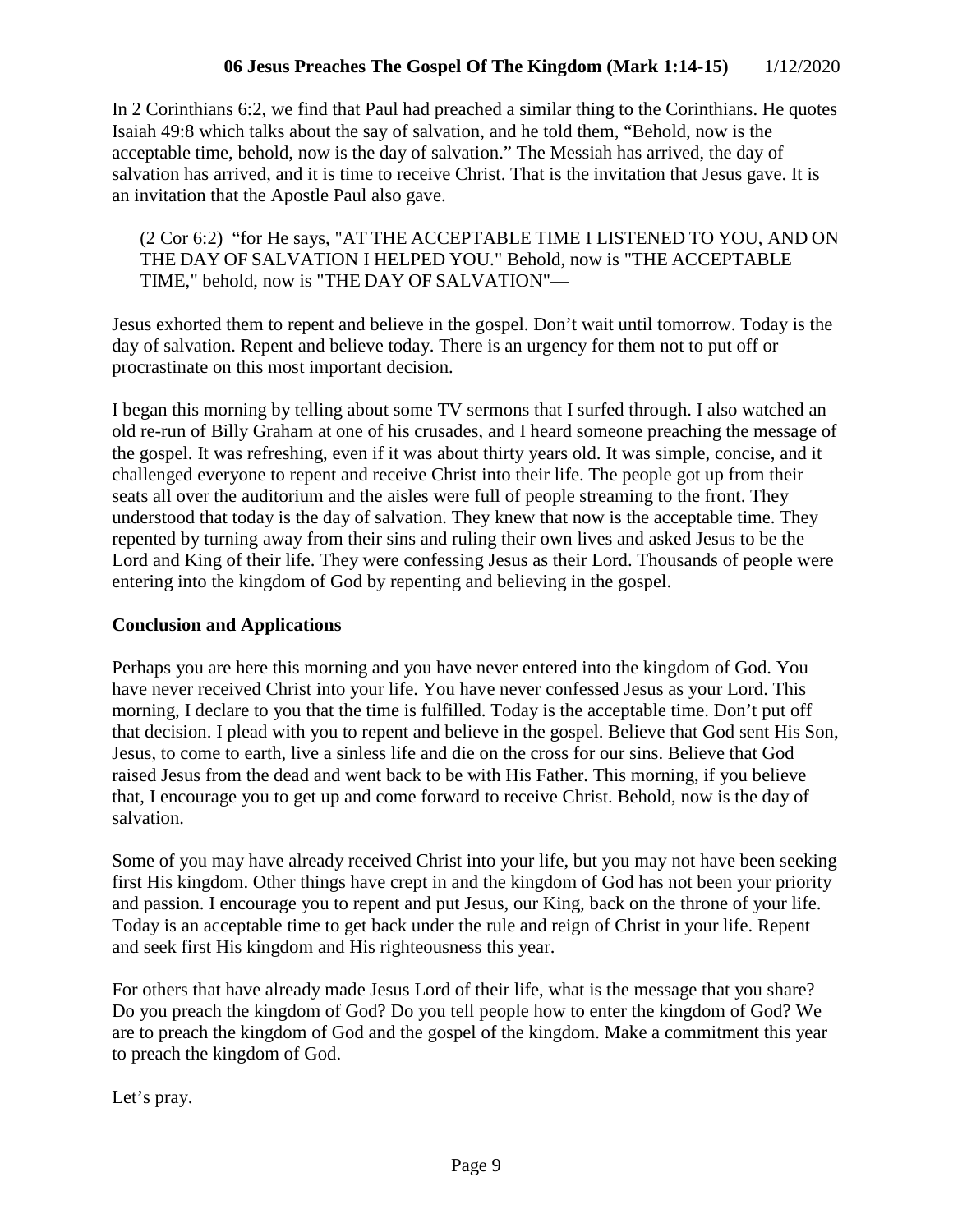In 2 Corinthians 6:2, we find that Paul had preached a similar thing to the Corinthians. He quotes Isaiah 49:8 which talks about the say of salvation, and he told them, "Behold, now is the acceptable time, behold, now is the day of salvation." The Messiah has arrived, the day of salvation has arrived, and it is time to receive Christ. That is the invitation that Jesus gave. It is an invitation that the Apostle Paul also gave.

> (2 Cor 6:2) "for He says, "AT THE ACCEPTABLE TIME I LISTENED TO YOU, AND ON THE DAY OF SALVATION I HELPED YOU." Behold, now is "THE ACCEPTABLE TIME," behold, now is "THE DAY OF SALVATION"—

Jesus exhorted them to repent and believe in the gospel. Don't wait until tomorrow. Today is the day of salvation. Repent and believe today. There is an urgency for them not to put off or procrastinate on this most important decision.

I began this morning by telling about some TV sermons that I surfed through. I also watched an old re-run of Billy Graham at one of his crusades, and I heard someone preaching the message of the gospel. It was refreshing, even if it was about thirty years old. It was simple, concise, and it challenged everyone to repent and receive Christ into their life. The people got up from their seats all over the auditorium and the aisles were full of people streaming to the front. They understood that today is the day of salvation. They knew that now is the acceptable time. They repented by turning away from their sins and ruling their own lives and asked Jesus to be the Lord and King of their life. They were confessing Jesus as their Lord. Thousands of people were entering into the kingdom of God by repenting and believing in the gospel.

**Conclusion and Applications**

Perhaps you are here this morning and you have never entered into the kingdom of God. You have never received Christ into your life. You have never confessed Jesus as your Lord. This morning, I declare to you that the time is fulfilled. Today is the acceptable time. Don't put off that decision. I plead with you to repent and believe in the gospel. Believe that God sent His Son, Jesus, to come to earth, live a sinless life and die on the cross for our sins. Believe that God raised Jesus from the dead and went back to be with His Father. This morning, if you believe that, I encourage you to get up and come forward to receive Christ. Behold, now is the day of salvation.

Some of you may have already received Christ into your life, but you may not have been seeking first His kingdom. Other things have crept in and the kingdom of God has not been your priority and passion. I encourage you to repent and put Jesus, our King, back on the throne of your life. Today is an acceptable time to get back under the rule and reign of Christ in your life. Repent and seek first His kingdom and His righteousness this year.

For others that have already made Jesus Lord of their life, what is the message that you share? Do you preach the kingdom of God? Do you tell people how to enter the kingdom of God? We are to preach the kingdom of God and the gospel of the kingdom. Make a commitment this year to preach the kingdom of God.

Let's pray.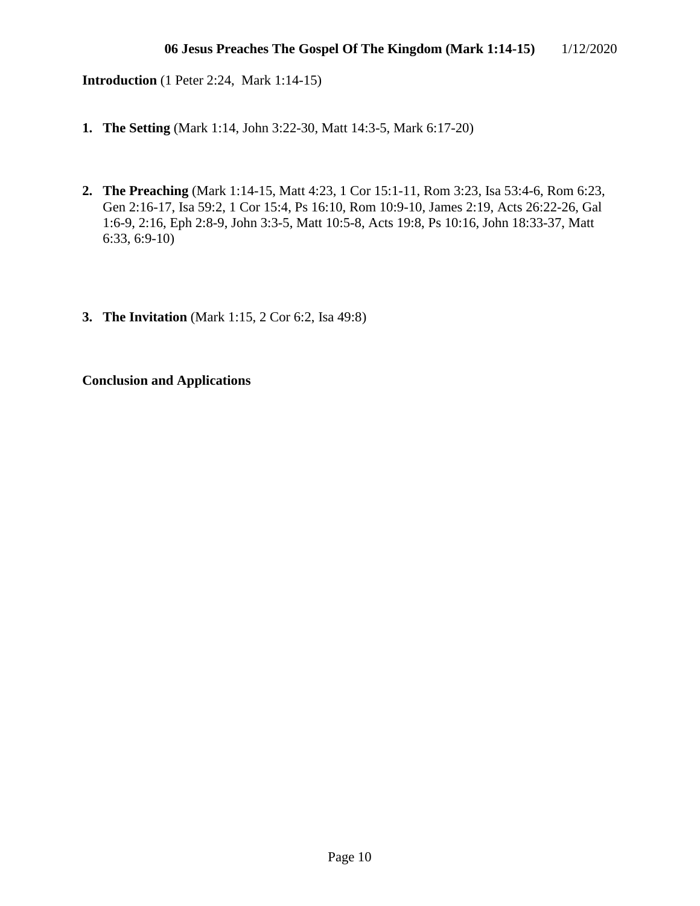# 06 Jesus Preaches The Gospel Of The Kingdom (Mark 1:14-15) 1/12/2020

**Introduction** (1 Peter 2:24, Mark 1:14-15)

1. **The Setting** (Mark 1:14, John 3:22-30, Matt 14:3-5, Mark 6:17-20)

2. **The Preaching** (Mark 1:14-15, Matt 4:23, 1 Cor 15:1-11, Rom 3:23, Isa 53:4-6, Rom 6:23, Gen 2:16-17, Isa 59:2, 1 Cor 15:4, Ps 16:10, Rom 10:9-10, James 2:19, Acts 26:22-26, Gal 1:6-9, 2:16, Eph 2:8-9, John 3:3-5, Matt 10:5-8, Acts 19:8, Ps 10:16, John 18:33-37, Matt 6:33, 6:9-10)

3. **The Invitation** (Mark 1:15, 2 Cor 6:2, Isa 49:8)

**Conclusion and Applications**